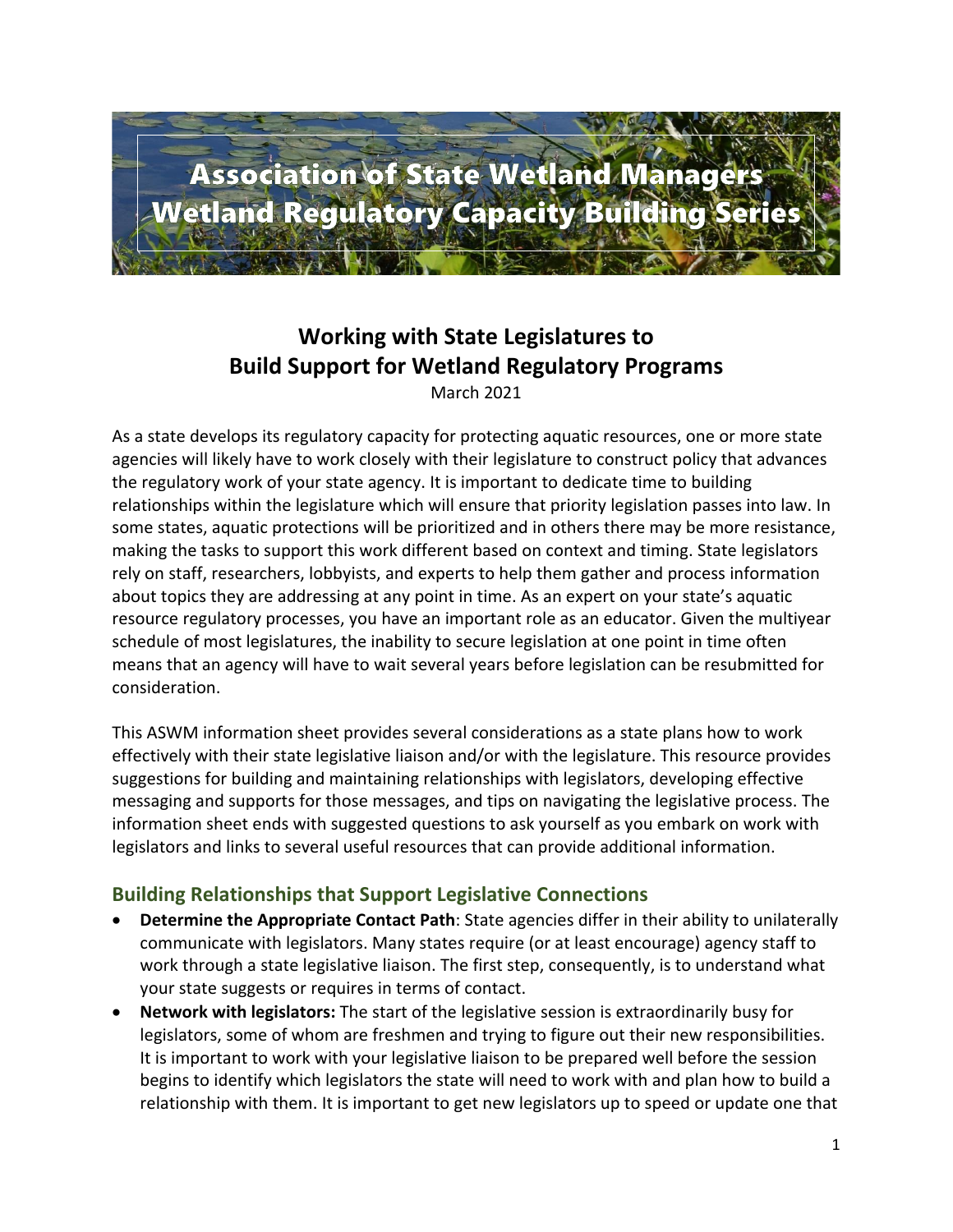Association of State Wetland Managers
Wetland Regulatory Capacity Building Series

# Working with State Legislatures to Build Support for Wetland Regulatory Programs

March 2021

As a state develops its regulatory capacity for protecting aquatic resources, one or more state agencies will likely have to work closely with their legislature to construct policy that advances the regulatory work of your state agency. It is important to dedicate time to building relationships within the legislature which will ensure that priority legislation passes into law. In some states, aquatic protections will be prioritized and in others there may be more resistance, making the tasks to support this work different based on context and timing. State legislators rely on staff, researchers, lobbyists, and experts to help them gather and process information about topics they are addressing at any point in time. As an expert on your state's aquatic resource regulatory processes, you have an important role as an educator. Given the multiyear schedule of most legislatures, the inability to secure legislation at one point in time often means that an agency will have to wait several years before legislation can be resubmitted for consideration.

This ASWM information sheet provides several considerations as a state plans how to work effectively with their state legislative liaison and/or with the legislature. This resource provides suggestions for building and maintaining relationships with legislators, developing effective messaging and supports for those messages, and tips on navigating the legislative process. The information sheet ends with suggested questions to ask yourself as you embark on work with legislators and links to several useful resources that can provide additional information.

## Building Relationships that Support Legislative Connections

- **Determine the Appropriate Contact Path**: State agencies differ in their ability to unilaterally communicate with legislators. Many states require (or at least encourage) agency staff to work through a state legislative liaison. The first step, consequently, is to understand what your state suggests or requires in terms of contact.
- **Network with legislators:** The start of the legislative session is extraordinarily busy for legislators, some of whom are freshmen and trying to figure out their new responsibilities. It is important to work with your legislative liaison to be prepared well before the session begins to identify which legislators the state will need to work with and plan how to build a relationship with them. It is important to get new legislators up to speed or update one that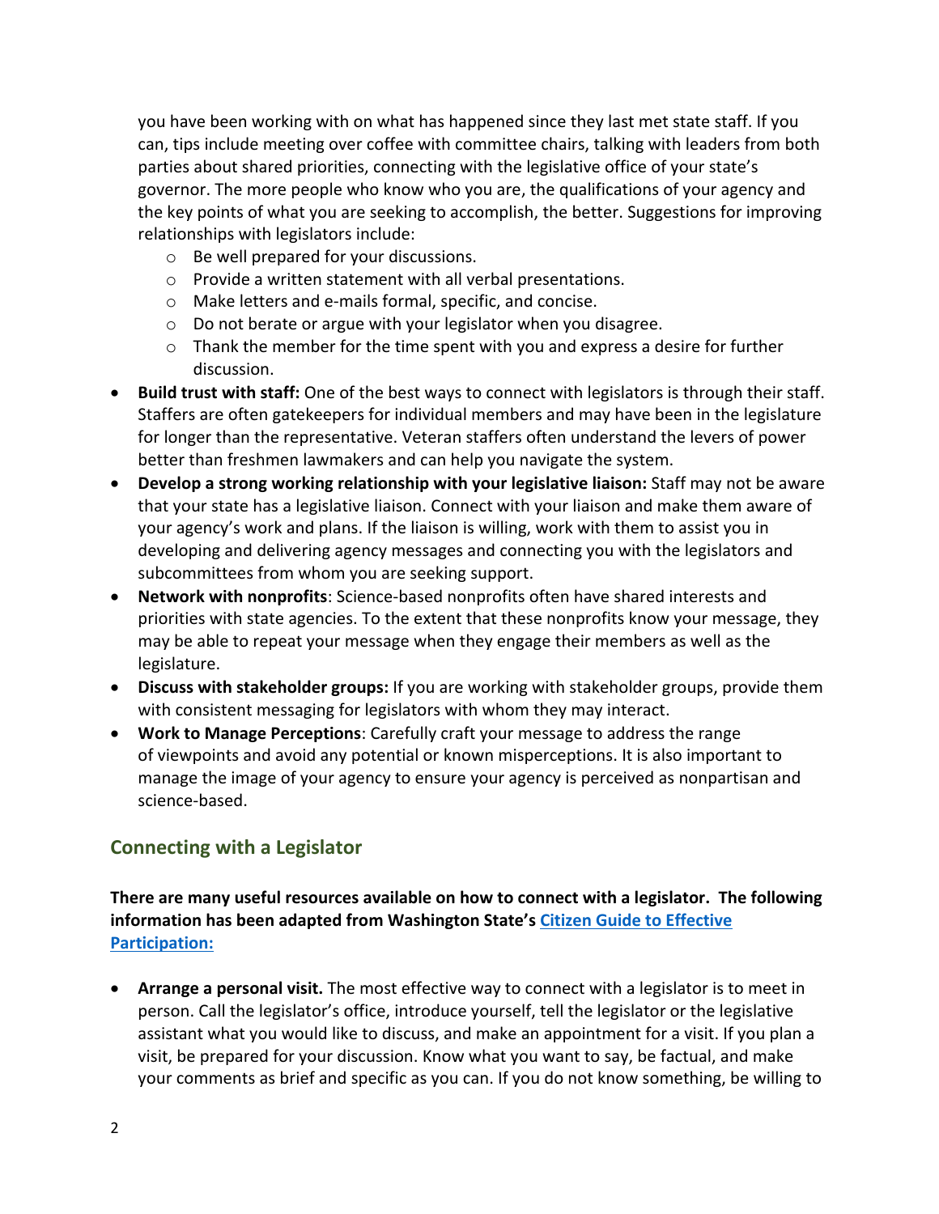you have been working with on what has happened since they last met state staff. If you can, tips include meeting over coffee with committee chairs, talking with leaders from both parties about shared priorities, connecting with the legislative office of your state's governor. The more people who know who you are, the qualifications of your agency and the key points of what you are seeking to accomplish, the better. Suggestions for improving relationships with legislators include:

  - Be well prepared for your discussions.
  - Provide a written statement with all verbal presentations.
  - Make letters and e-mails formal, specific, and concise.
  - Do not berate or argue with your legislator when you disagree.
  - Thank the member for the time spent with you and express a desire for further discussion.

- **Build trust with staff:** One of the best ways to connect with legislators is through their staff. Staffers are often gatekeepers for individual members and may have been in the legislature for longer than the representative. Veteran staffers often understand the levers of power better than freshmen lawmakers and can help you navigate the system.
- **Develop a strong working relationship with your legislative liaison:** Staff may not be aware that your state has a legislative liaison. Connect with your liaison and make them aware of your agency's work and plans. If the liaison is willing, work with them to assist you in developing and delivering agency messages and connecting you with the legislators and subcommittees from whom you are seeking support.
- **Network with nonprofits**: Science-based nonprofits often have shared interests and priorities with state agencies. To the extent that these nonprofits know your message, they may be able to repeat your message when they engage their members as well as the legislature.
- **Discuss with stakeholder groups:** If you are working with stakeholder groups, provide them with consistent messaging for legislators with whom they may interact.
- **Work to Manage Perceptions**: Carefully craft your message to address the range of viewpoints and avoid any potential or known misperceptions. It is also important to manage the image of your agency to ensure your agency is perceived as nonpartisan and science-based.

## Connecting with a Legislator

**There are many useful resources available on how to connect with a legislator. The following information has been adapted from Washington State's [Citizen Guide to Effective Participation:]()**

- **Arrange a personal visit.** The most effective way to connect with a legislator is to meet in person. Call the legislator's office, introduce yourself, tell the legislator or the legislative assistant what you would like to discuss, and make an appointment for a visit. If you plan a visit, be prepared for your discussion. Know what you want to say, be factual, and make your comments as brief and specific as you can. If you do not know something, be willing to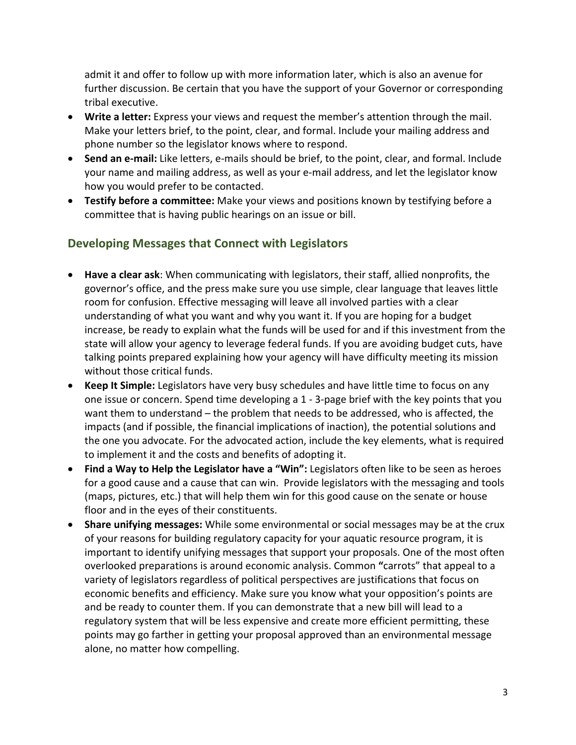admit it and offer to follow up with more information later, which is also an avenue for further discussion. Be certain that you have the support of your Governor or corresponding tribal executive.

- **Write a letter:** Express your views and request the member's attention through the mail. Make your letters brief, to the point, clear, and formal. Include your mailing address and phone number so the legislator knows where to respond.
- **Send an e-mail:** Like letters, e-mails should be brief, to the point, clear, and formal. Include your name and mailing address, as well as your e-mail address, and let the legislator know how you would prefer to be contacted.
- **Testify before a committee:** Make your views and positions known by testifying before a committee that is having public hearings on an issue or bill.

## Developing Messages that Connect with Legislators

- **Have a clear ask**: When communicating with legislators, their staff, allied nonprofits, the governor's office, and the press make sure you use simple, clear language that leaves little room for confusion. Effective messaging will leave all involved parties with a clear understanding of what you want and why you want it. If you are hoping for a budget increase, be ready to explain what the funds will be used for and if this investment from the state will allow your agency to leverage federal funds. If you are avoiding budget cuts, have talking points prepared explaining how your agency will have difficulty meeting its mission without those critical funds.
- **Keep It Simple:** Legislators have very busy schedules and have little time to focus on any one issue or concern. Spend time developing a 1 - 3-page brief with the key points that you want them to understand – the problem that needs to be addressed, who is affected, the impacts (and if possible, the financial implications of inaction), the potential solutions and the one you advocate. For the advocated action, include the key elements, what is required to implement it and the costs and benefits of adopting it.
- **Find a Way to Help the Legislator have a "Win":** Legislators often like to be seen as heroes for a good cause and a cause that can win. Provide legislators with the messaging and tools (maps, pictures, etc.) that will help them win for this good cause on the senate or house floor and in the eyes of their constituents.
- **Share unifying messages:** While some environmental or social messages may be at the crux of your reasons for building regulatory capacity for your aquatic resource program, it is important to identify unifying messages that support your proposals. One of the most often overlooked preparations is around economic analysis. Common **"**carrots" that appeal to a variety of legislators regardless of political perspectives are justifications that focus on economic benefits and efficiency. Make sure you know what your opposition's points are and be ready to counter them. If you can demonstrate that a new bill will lead to a regulatory system that will be less expensive and create more efficient permitting, these points may go farther in getting your proposal approved than an environmental message alone, no matter how compelling.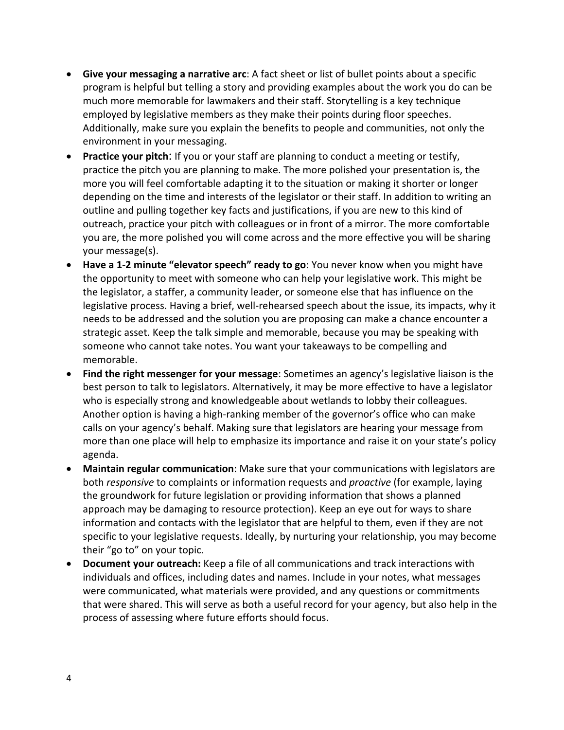- **Give your messaging a narrative arc**: A fact sheet or list of bullet points about a specific program is helpful but telling a story and providing examples about the work you do can be much more memorable for lawmakers and their staff. Storytelling is a key technique employed by legislative members as they make their points during floor speeches. Additionally, make sure you explain the benefits to people and communities, not only the environment in your messaging.
- **Practice your pitch**: If you or your staff are planning to conduct a meeting or testify, practice the pitch you are planning to make. The more polished your presentation is, the more you will feel comfortable adapting it to the situation or making it shorter or longer depending on the time and interests of the legislator or their staff. In addition to writing an outline and pulling together key facts and justifications, if you are new to this kind of outreach, practice your pitch with colleagues or in front of a mirror. The more comfortable you are, the more polished you will come across and the more effective you will be sharing your message(s).
- **Have a 1-2 minute "elevator speech" ready to go**: You never know when you might have the opportunity to meet with someone who can help your legislative work. This might be the legislator, a staffer, a community leader, or someone else that has influence on the legislative process. Having a brief, well-rehearsed speech about the issue, its impacts, why it needs to be addressed and the solution you are proposing can make a chance encounter a strategic asset. Keep the talk simple and memorable, because you may be speaking with someone who cannot take notes. You want your takeaways to be compelling and memorable.
- **Find the right messenger for your message**: Sometimes an agency's legislative liaison is the best person to talk to legislators. Alternatively, it may be more effective to have a legislator who is especially strong and knowledgeable about wetlands to lobby their colleagues. Another option is having a high-ranking member of the governor's office who can make calls on your agency's behalf. Making sure that legislators are hearing your message from more than one place will help to emphasize its importance and raise it on your state's policy agenda.
- **Maintain regular communication**: Make sure that your communications with legislators are both *responsive* to complaints or information requests and *proactive* (for example, laying the groundwork for future legislation or providing information that shows a planned approach may be damaging to resource protection). Keep an eye out for ways to share information and contacts with the legislator that are helpful to them, even if they are not specific to your legislative requests. Ideally, by nurturing your relationship, you may become their "go to" on your topic.
- **Document your outreach:** Keep a file of all communications and track interactions with individuals and offices, including dates and names. Include in your notes, what messages were communicated, what materials were provided, and any questions or commitments that were shared. This will serve as both a useful record for your agency, but also help in the process of assessing where future efforts should focus.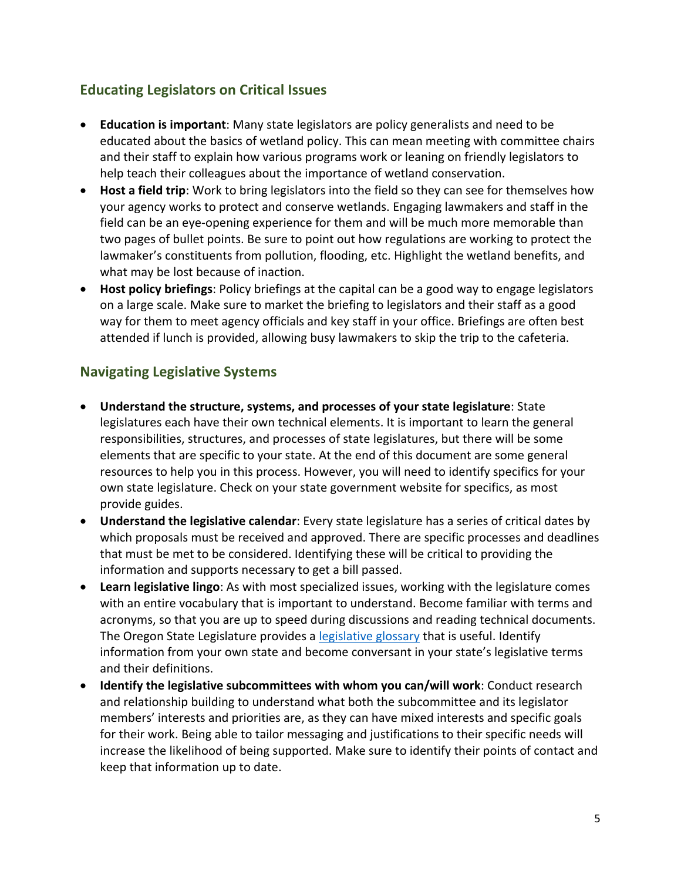## Educating Legislators on Critical Issues

- **Education is important**: Many state legislators are policy generalists and need to be educated about the basics of wetland policy. This can mean meeting with committee chairs and their staff to explain how various programs work or leaning on friendly legislators to help teach their colleagues about the importance of wetland conservation.
- **Host a field trip**: Work to bring legislators into the field so they can see for themselves how your agency works to protect and conserve wetlands. Engaging lawmakers and staff in the field can be an eye-opening experience for them and will be much more memorable than two pages of bullet points. Be sure to point out how regulations are working to protect the lawmaker's constituents from pollution, flooding, etc. Highlight the wetland benefits, and what may be lost because of inaction.
- **Host policy briefings**: Policy briefings at the capital can be a good way to engage legislators on a large scale. Make sure to market the briefing to legislators and their staff as a good way for them to meet agency officials and key staff in your office. Briefings are often best attended if lunch is provided, allowing busy lawmakers to skip the trip to the cafeteria.

## Navigating Legislative Systems

- **Understand the structure, systems, and processes of your state legislature**: State legislatures each have their own technical elements. It is important to learn the general responsibilities, structures, and processes of state legislatures, but there will be some elements that are specific to your state. At the end of this document are some general resources to help you in this process. However, you will need to identify specifics for your own state legislature. Check on your state government website for specifics, as most provide guides.
- **Understand the legislative calendar**: Every state legislature has a series of critical dates by which proposals must be received and approved. There are specific processes and deadlines that must be met to be considered. Identifying these will be critical to providing the information and supports necessary to get a bill passed.
- **Learn legislative lingo**: As with most specialized issues, working with the legislature comes with an entire vocabulary that is important to understand. Become familiar with terms and acronyms, so that you are up to speed during discussions and reading technical documents. The Oregon State Legislature provides a legislative glossary that is useful. Identify information from your own state and become conversant in your state's legislative terms and their definitions.
- **Identify the legislative subcommittees with whom you can/will work**: Conduct research and relationship building to understand what both the subcommittee and its legislator members' interests and priorities are, as they can have mixed interests and specific goals for their work. Being able to tailor messaging and justifications to their specific needs will increase the likelihood of being supported. Make sure to identify their points of contact and keep that information up to date.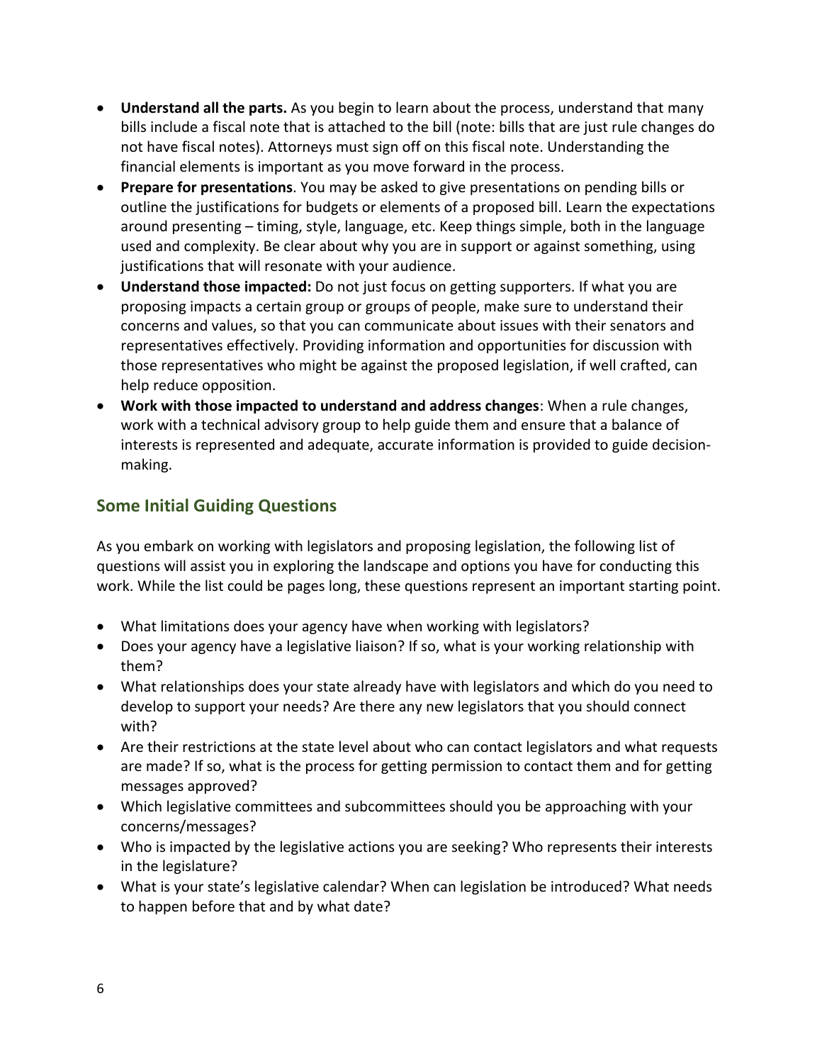- **Understand all the parts.** As you begin to learn about the process, understand that many bills include a fiscal note that is attached to the bill (note: bills that are just rule changes do not have fiscal notes). Attorneys must sign off on this fiscal note. Understanding the financial elements is important as you move forward in the process.
- **Prepare for presentations**. You may be asked to give presentations on pending bills or outline the justifications for budgets or elements of a proposed bill. Learn the expectations around presenting – timing, style, language, etc. Keep things simple, both in the language used and complexity. Be clear about why you are in support or against something, using justifications that will resonate with your audience.
- **Understand those impacted:** Do not just focus on getting supporters. If what you are proposing impacts a certain group or groups of people, make sure to understand their concerns and values, so that you can communicate about issues with their senators and representatives effectively. Providing information and opportunities for discussion with those representatives who might be against the proposed legislation, if well crafted, can help reduce opposition.
- **Work with those impacted to understand and address changes**: When a rule changes, work with a technical advisory group to help guide them and ensure that a balance of interests is represented and adequate, accurate information is provided to guide decision-making.

## Some Initial Guiding Questions

As you embark on working with legislators and proposing legislation, the following list of questions will assist you in exploring the landscape and options you have for conducting this work. While the list could be pages long, these questions represent an important starting point.

- What limitations does your agency have when working with legislators?
- Does your agency have a legislative liaison? If so, what is your working relationship with them?
- What relationships does your state already have with legislators and which do you need to develop to support your needs? Are there any new legislators that you should connect with?
- Are their restrictions at the state level about who can contact legislators and what requests are made? If so, what is the process for getting permission to contact them and for getting messages approved?
- Which legislative committees and subcommittees should you be approaching with your concerns/messages?
- Who is impacted by the legislative actions you are seeking? Who represents their interests in the legislature?
- What is your state's legislative calendar? When can legislation be introduced? What needs to happen before that and by what date?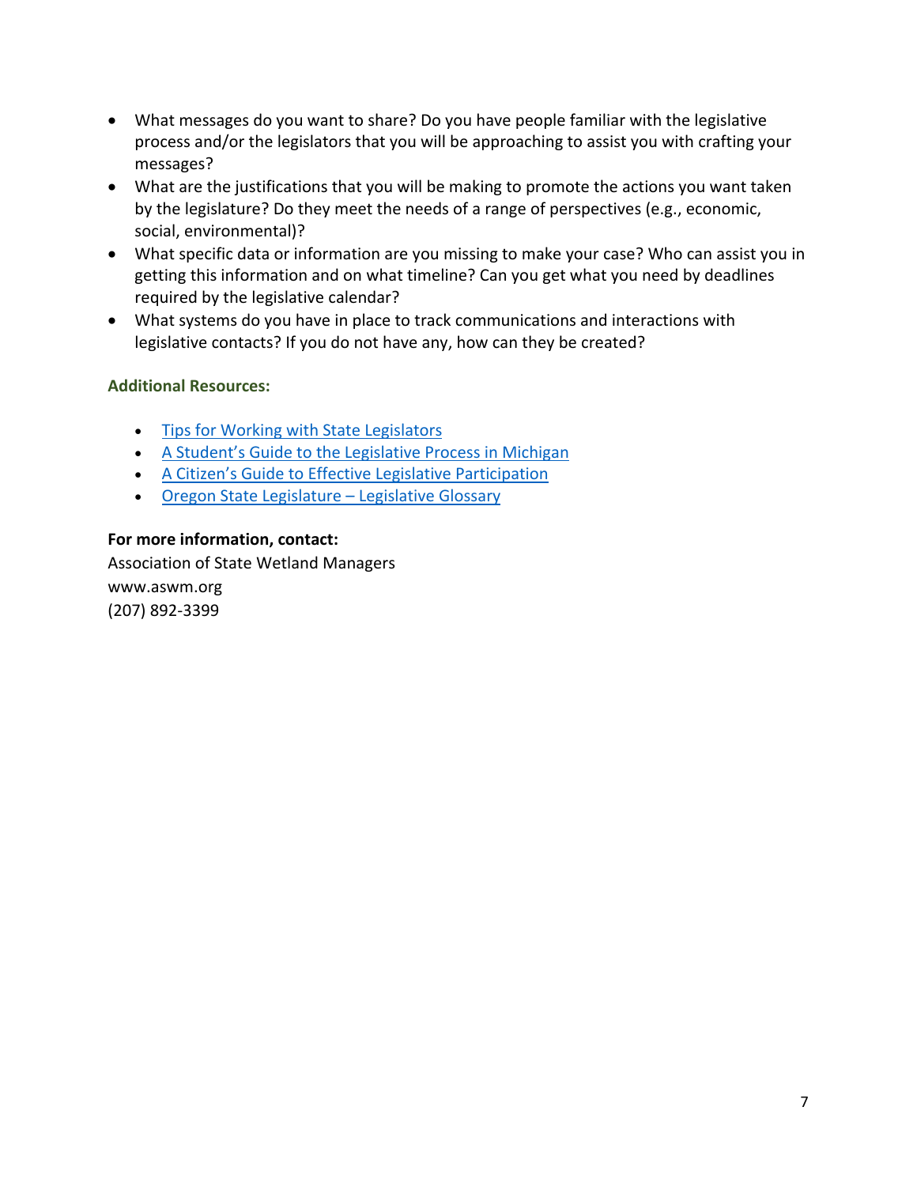- What messages do you want to share? Do you have people familiar with the legislative process and/or the legislators that you will be approaching to assist you with crafting your messages?
- What are the justifications that you will be making to promote the actions you want taken by the legislature? Do they meet the needs of a range of perspectives (e.g., economic, social, environmental)?
- What specific data or information are you missing to make your case? Who can assist you in getting this information and on what timeline? Can you get what you need by deadlines required by the legislative calendar?
- What systems do you have in place to track communications and interactions with legislative contacts? If you do not have any, how can they be created?

### Additional Resources:

- Tips for Working with State Legislators
- A Student's Guide to the Legislative Process in Michigan
- A Citizen's Guide to Effective Legislative Participation
- Oregon State Legislature – Legislative Glossary

**For more information, contact:**
Association of State Wetland Managers
www.aswm.org
(207) 892-3399